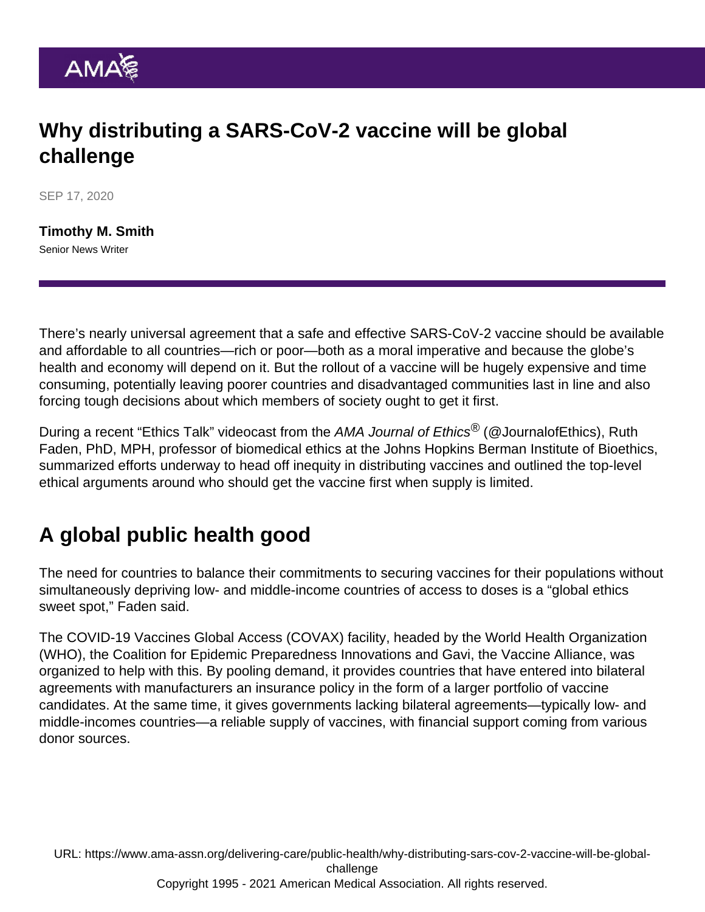# Why distributing a SARS-CoV-2 vaccine will be global challenge

SEP 17, 2020

**Timothy M. Smith**
Senior News Writer

There's nearly universal agreement that a safe and effective SARS-CoV-2 vaccine should be available and affordable to all countries—rich or poor—both as a moral imperative and because the globe's health and economy will depend on it. But the rollout of a vaccine will be hugely expensive and time consuming, potentially leaving poorer countries and disadvantaged communities last in line and also forcing tough decisions about which members of society ought to get it first.

During a recent "Ethics Talk" videocast from the *AMA Journal of Ethics*® (@JournalofEthics), Ruth Faden, PhD, MPH, professor of biomedical ethics at the Johns Hopkins Berman Institute of Bioethics, summarized efforts underway to head off inequity in distributing vaccines and outlined the top-level ethical arguments around who should get the vaccine first when supply is limited.

## A global public health good

The need for countries to balance their commitments to securing vaccines for their populations without simultaneously depriving low- and middle-income countries of access to doses is a "global ethics sweet spot," Faden said.

The COVID-19 Vaccines Global Access (COVAX) facility, headed by the World Health Organization (WHO), the Coalition for Epidemic Preparedness Innovations and Gavi, the Vaccine Alliance, was organized to help with this. By pooling demand, it provides countries that have entered into bilateral agreements with manufacturers an insurance policy in the form of a larger portfolio of vaccine candidates. At the same time, it gives governments lacking bilateral agreements—typically low- and middle-incomes countries—a reliable supply of vaccines, with financial support coming from various donor sources.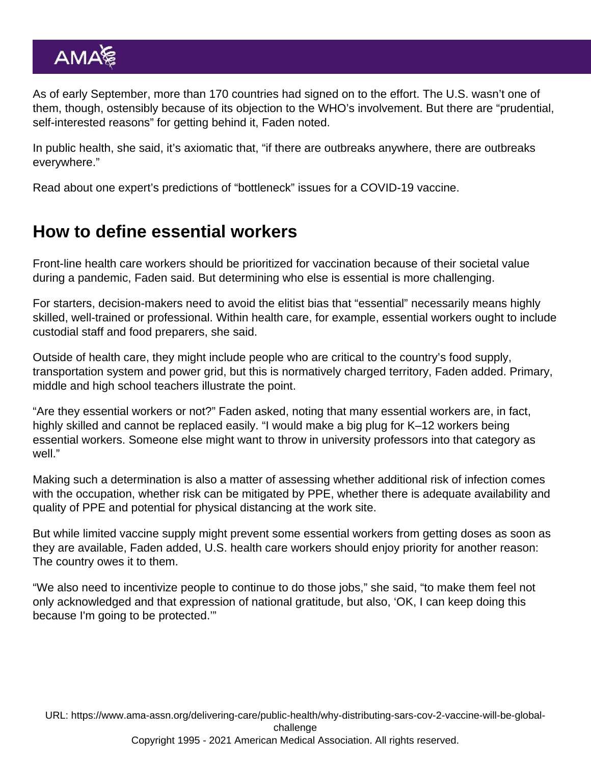As of early September, more than 170 countries had signed on to the effort. The U.S. wasn't one of them, though, ostensibly because of its objection to the WHO's involvement. But there are "prudential, self-interested reasons" for getting behind it, Faden noted.

In public health, she said, it's axiomatic that, "if there are outbreaks anywhere, there are outbreaks everywhere."

Read about one expert's predictions of "bottleneck" issues for a COVID-19 vaccine.

## How to define essential workers

Front-line health care workers should be prioritized for vaccination because of their societal value during a pandemic, Faden said. But determining who else is essential is more challenging.

For starters, decision-makers need to avoid the elitist bias that "essential" necessarily means highly skilled, well-trained or professional. Within health care, for example, essential workers ought to include custodial staff and food preparers, she said.

Outside of health care, they might include people who are critical to the country's food supply, transportation system and power grid, but this is normatively charged territory, Faden added. Primary, middle and high school teachers illustrate the point.

"Are they essential workers or not?" Faden asked, noting that many essential workers are, in fact, highly skilled and cannot be replaced easily. "I would make a big plug for K–12 workers being essential workers. Someone else might want to throw in university professors into that category as well."

Making such a determination is also a matter of assessing whether additional risk of infection comes with the occupation, whether risk can be mitigated by PPE, whether there is adequate availability and quality of PPE and potential for physical distancing at the work site.

But while limited vaccine supply might prevent some essential workers from getting doses as soon as they are available, Faden added, U.S. health care workers should enjoy priority for another reason: The country owes it to them.

"We also need to incentivize people to continue to do those jobs," she said, "to make them feel not only acknowledged and that expression of national gratitude, but also, 'OK, I can keep doing this because I'm going to be protected.'"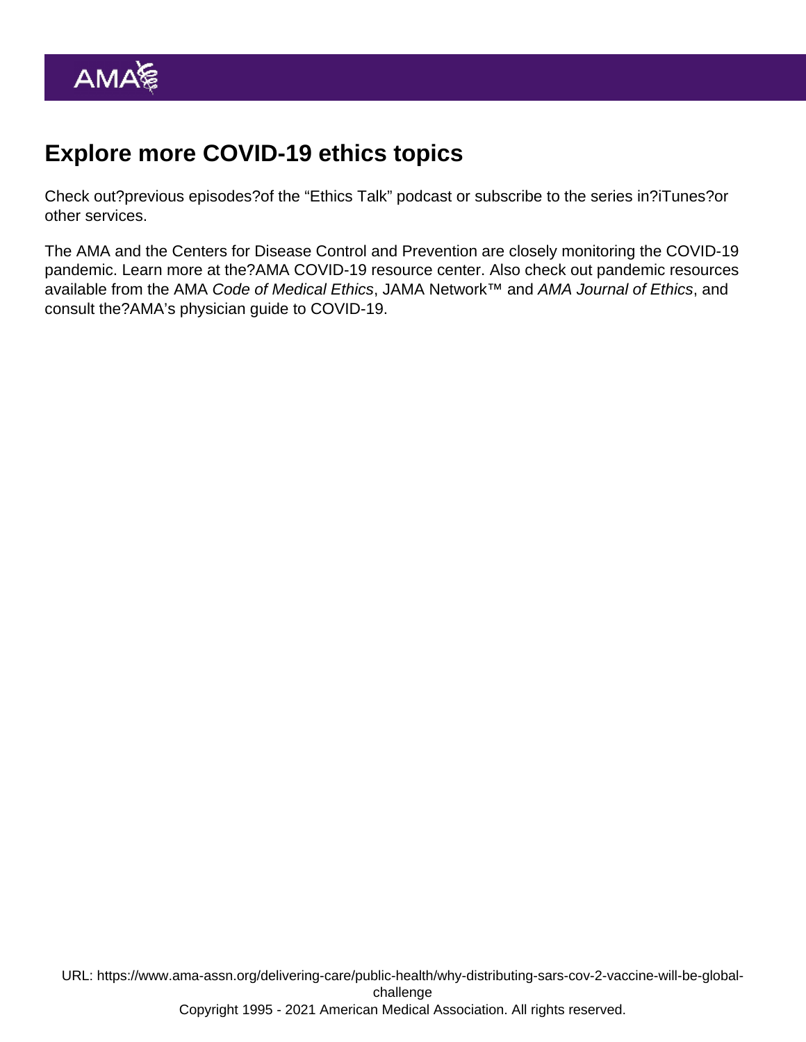## Explore more COVID-19 ethics topics

Check out?previous episodes?of the "Ethics Talk" podcast or subscribe to the series in?iTunes?or other services.

The AMA and the Centers for Disease Control and Prevention are closely monitoring the COVID-19 pandemic. Learn more at the?AMA COVID-19 resource center. Also check out pandemic resources available from the AMA *Code of Medical Ethics*, JAMA Network™ and *AMA Journal of Ethics*, and consult the?AMA's physician guide to COVID-19.